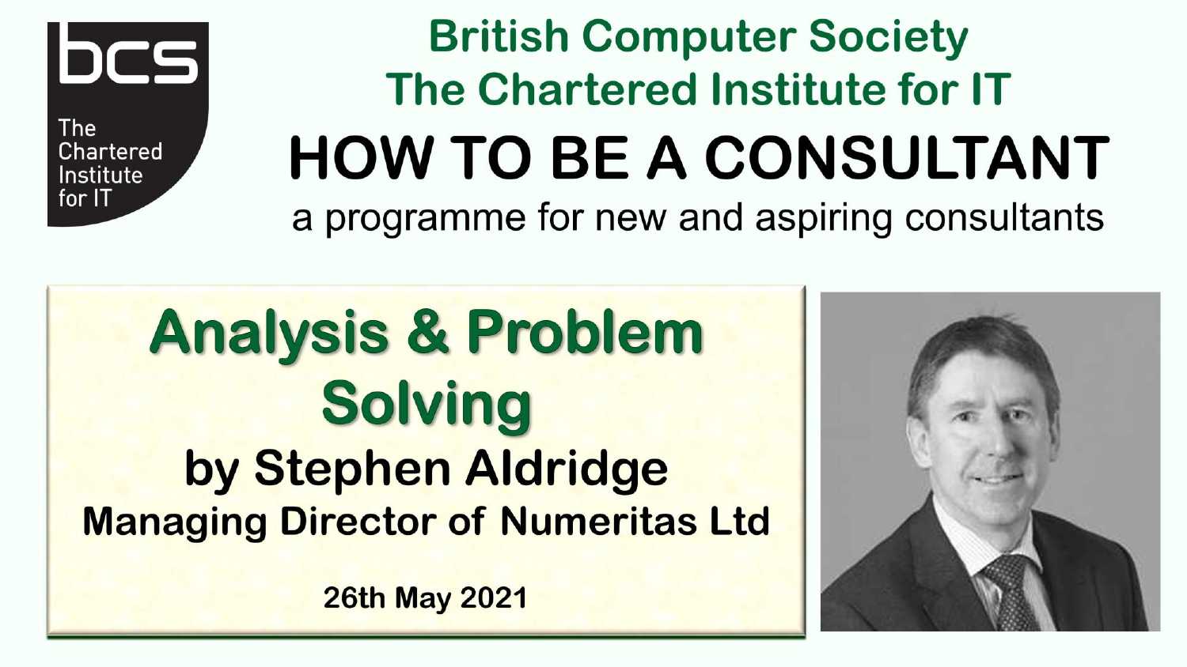bcs

The Chartered Institute for IT

# British Computer Society The Chartered Institute for IT

# HOW TO BE A CONSULTANT

a programme for new and aspiring consultants

## Analysis & Problem Solving

**by Stephen Aldridge**

**Managing Director of Numeritas Ltd**

**26th May 2021**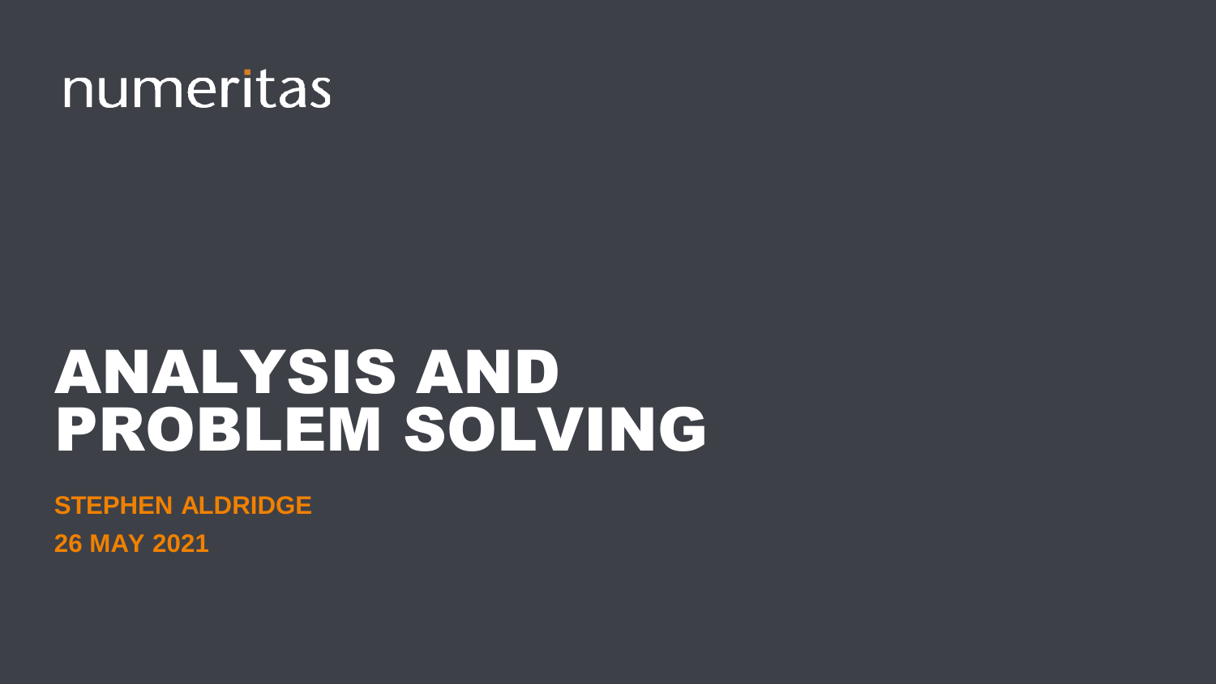numeritas

# ANALYSIS AND PROBLEM SOLVING

**STEPHEN ALDRIDGE**

**26 MAY 2021**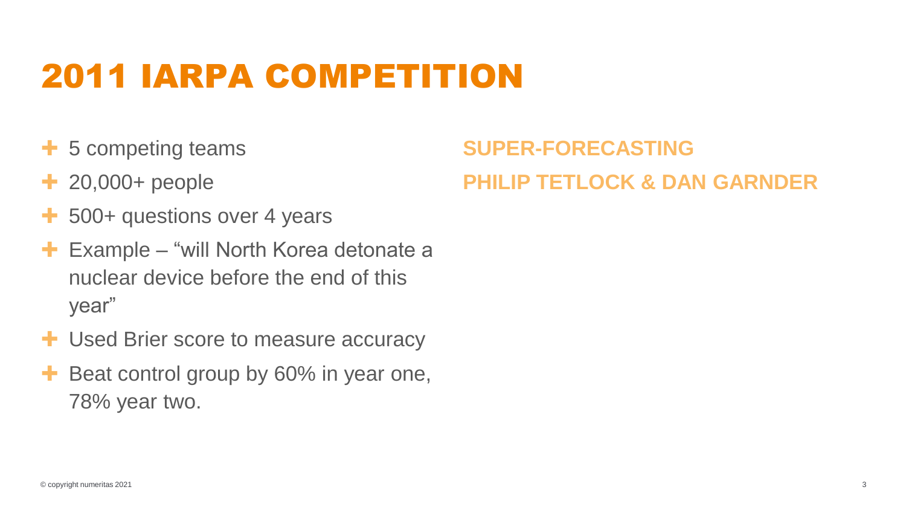# 2011 IARPA COMPETITION

- 5 competing teams
- 20,000+ people
- 500+ questions over 4 years
- Example – "will North Korea detonate a nuclear device before the end of this year"
- Used Brier score to measure accuracy
- Beat control group by 60% in year one, 78% year two.

**SUPER-FORECASTING**

**PHILIP TETLOCK & DAN GARNDER**

© copyright numeritas 2021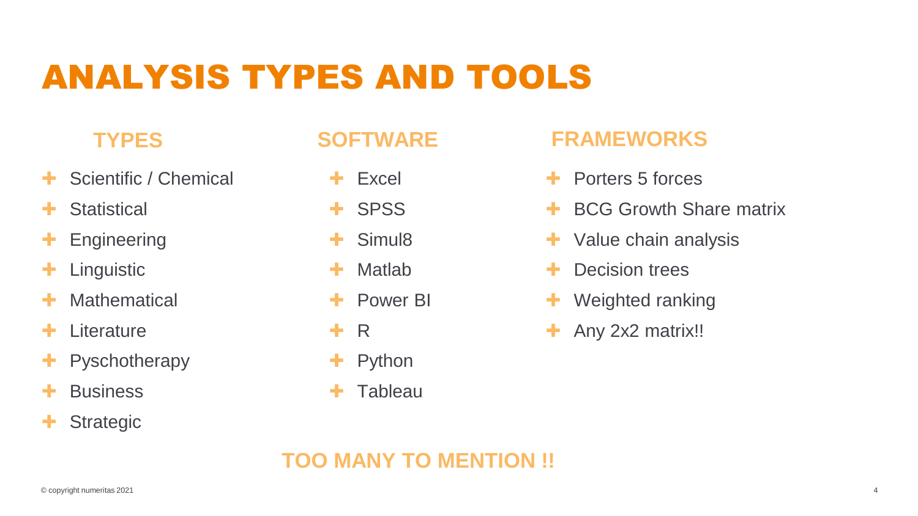# ANALYSIS TYPES AND TOOLS

## TYPES

- Scientific / Chemical
- Statistical
- Engineering
- Linguistic
- Mathematical
- Literature
- Pyschotherapy
- Business
- Strategic

## SOFTWARE

- Excel
- SPSS
- Simul8
- Matlab
- Power BI
- R
- Python
- Tableau

## FRAMEWORKS

- Porters 5 forces
- BCG Growth Share matrix
- Value chain analysis
- Decision trees
- Weighted ranking
- Any 2x2 matrix!!

**TOO MANY TO MENTION !!**

© copyright numeritas 2021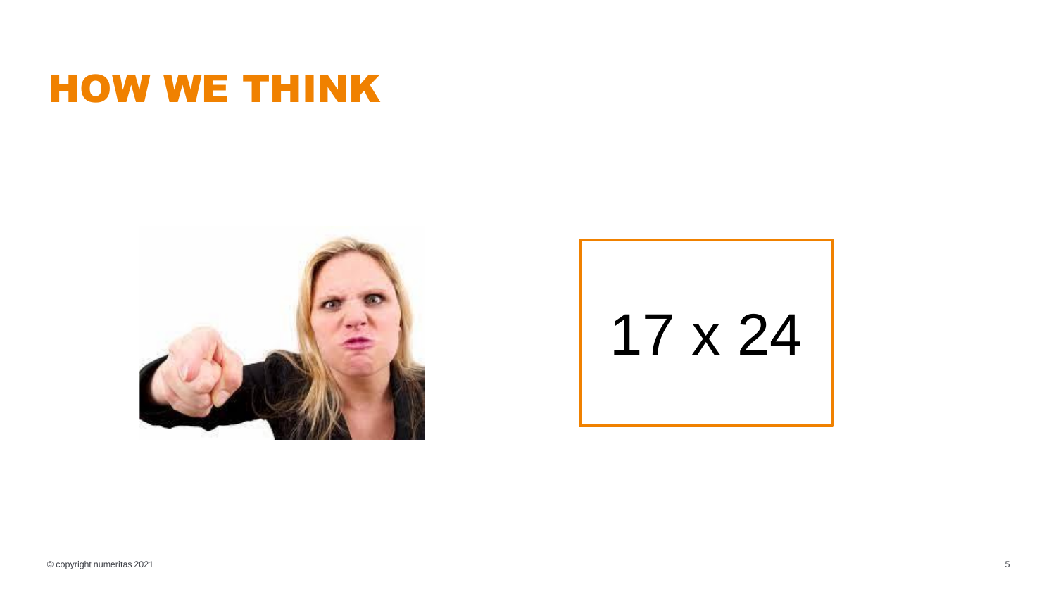# HOW WE THINK

17 x 24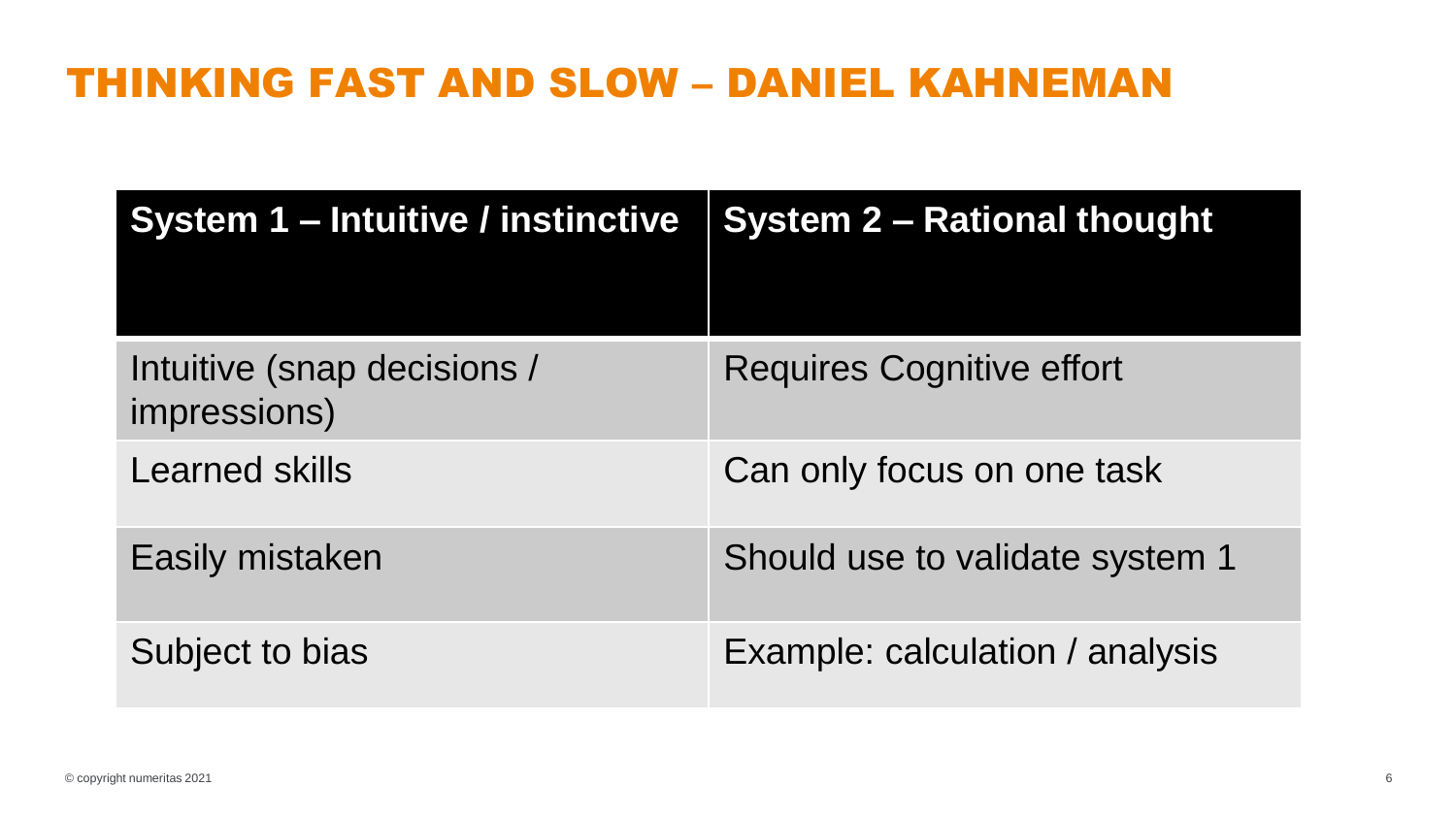# THINKING FAST AND SLOW – DANIEL KAHNEMAN

| System 1 – Intuitive / instinctive | System 2 – Rational thought |
| --- | --- |
| Intuitive (snap decisions / impressions) | Requires Cognitive effort |
| Learned skills | Can only focus on one task |
| Easily mistaken | Should use to validate system 1 |
| Subject to bias | Example: calculation / analysis |

© copyright numeritas 2021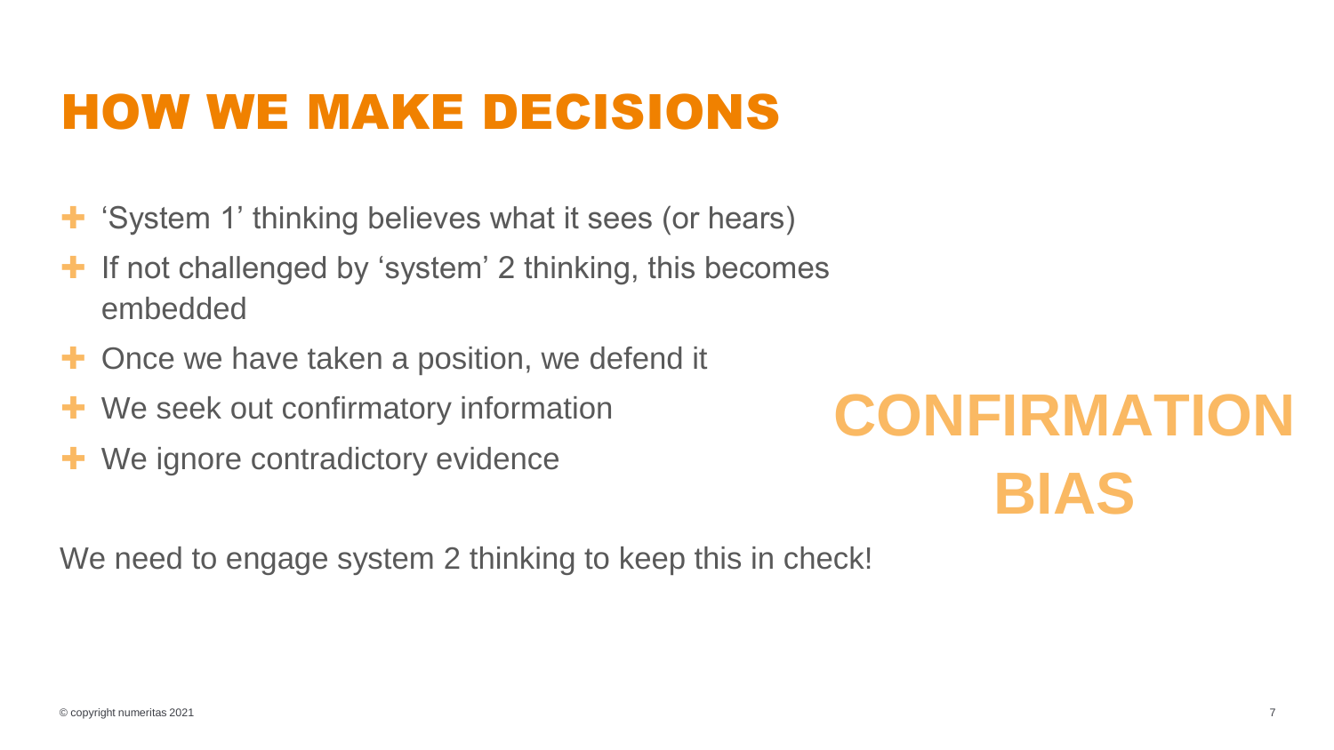# HOW WE MAKE DECISIONS

- 'System 1' thinking believes what it sees (or hears)
- If not challenged by 'system' 2 thinking, this becomes embedded
- Once we have taken a position, we defend it
- We seek out confirmatory information
- We ignore contradictory evidence

**CONFIRMATION BIAS**

We need to engage system 2 thinking to keep this in check!

© copyright numeritas 2021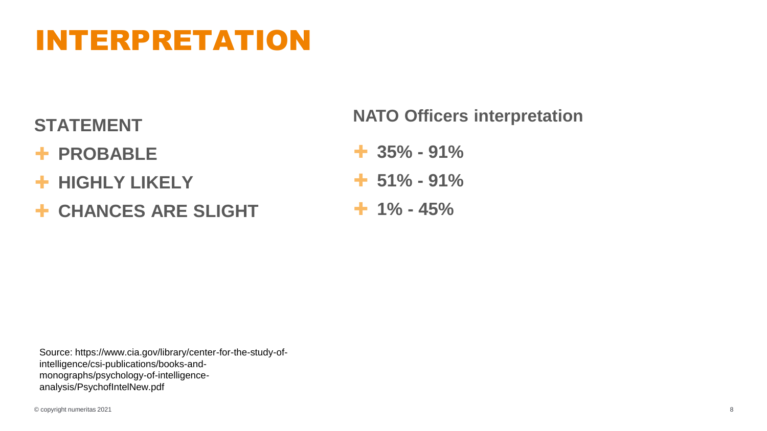# INTERPRETATION

| STATEMENT | NATO Officers interpretation |
| --- | --- |
| PROBABLE | 35% - 91% |
| HIGHLY LIKELY | 51% - 91% |
| CHANCES ARE SLIGHT | 1% - 45% |

Source: https://www.cia.gov/library/center-for-the-study-of-intelligence/csi-publications/books-and-monographs/psychology-of-intelligence-analysis/PsychofIntelNew.pdf

© copyright numeritas 2021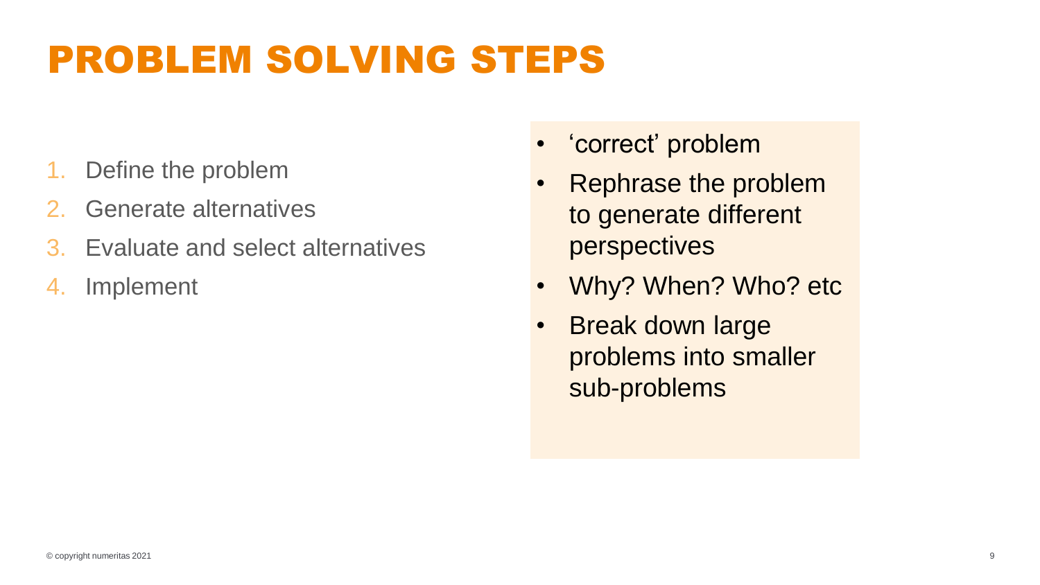# PROBLEM SOLVING STEPS

1. Define the problem
2. Generate alternatives
3. Evaluate and select alternatives
4. Implement

- ‘correct’ problem
- Rephrase the problem to generate different perspectives
- Why? When? Who? etc
- Break down large problems into smaller sub-problems

© copyright numeritas 2021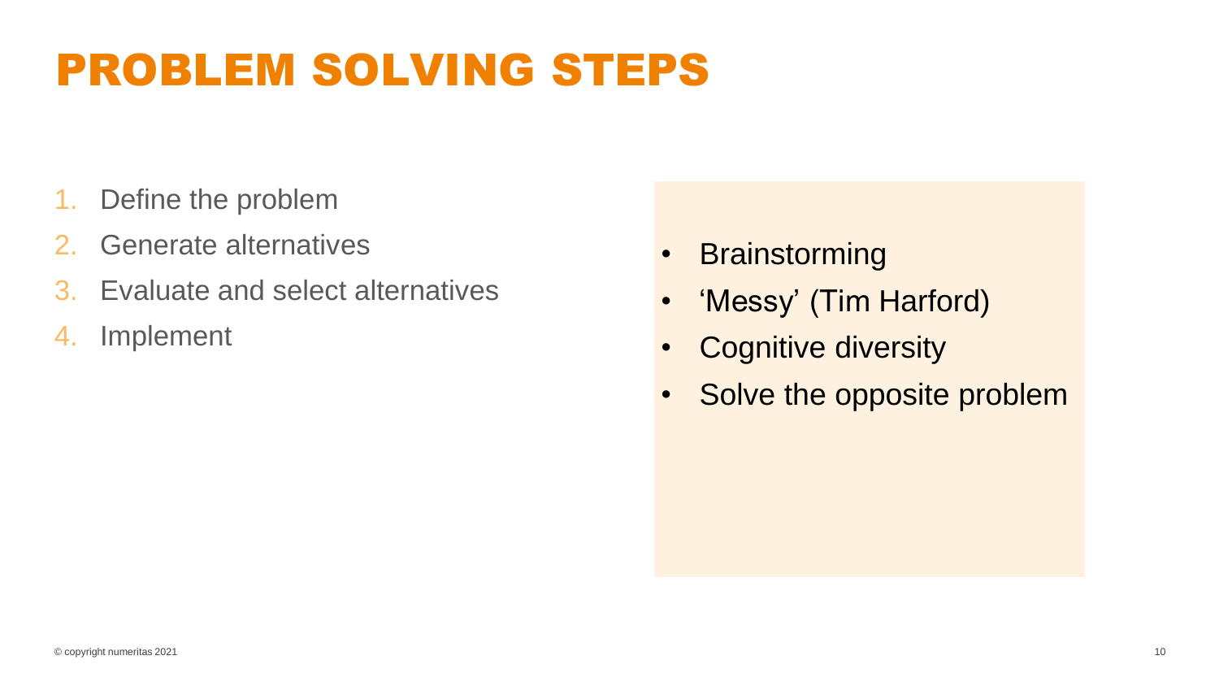# PROBLEM SOLVING STEPS

1. Define the problem
2. Generate alternatives
3. Evaluate and select alternatives
4. Implement

- Brainstorming
- ‘Messy’ (Tim Harford)
- Cognitive diversity
- Solve the opposite problem

© copyright numeritas 2021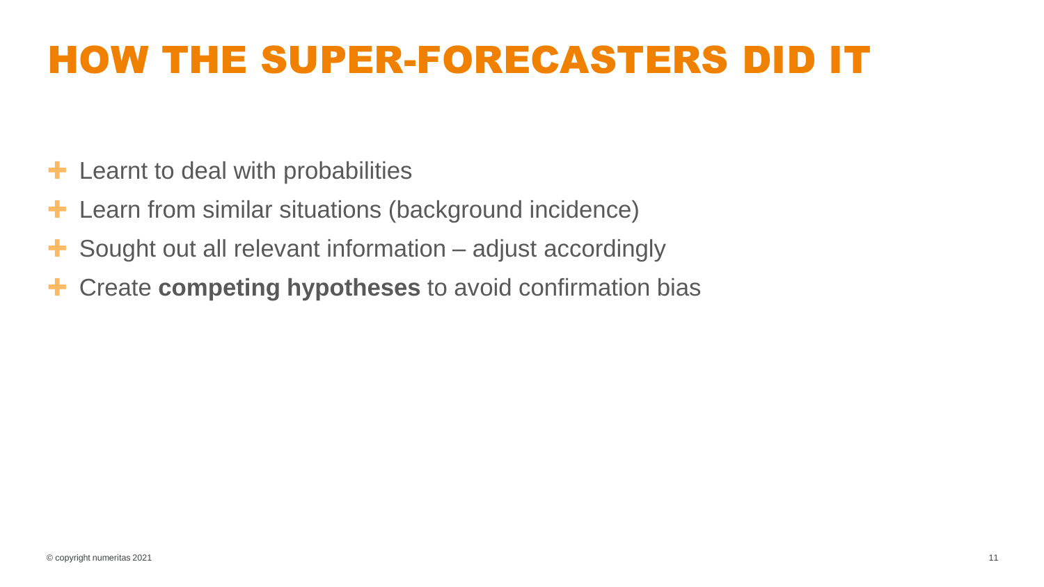# HOW THE SUPER-FORECASTERS DID IT

- Learnt to deal with probabilities
- Learn from similar situations (background incidence)
- Sought out all relevant information – adjust accordingly
- Create **competing hypotheses** to avoid confirmation bias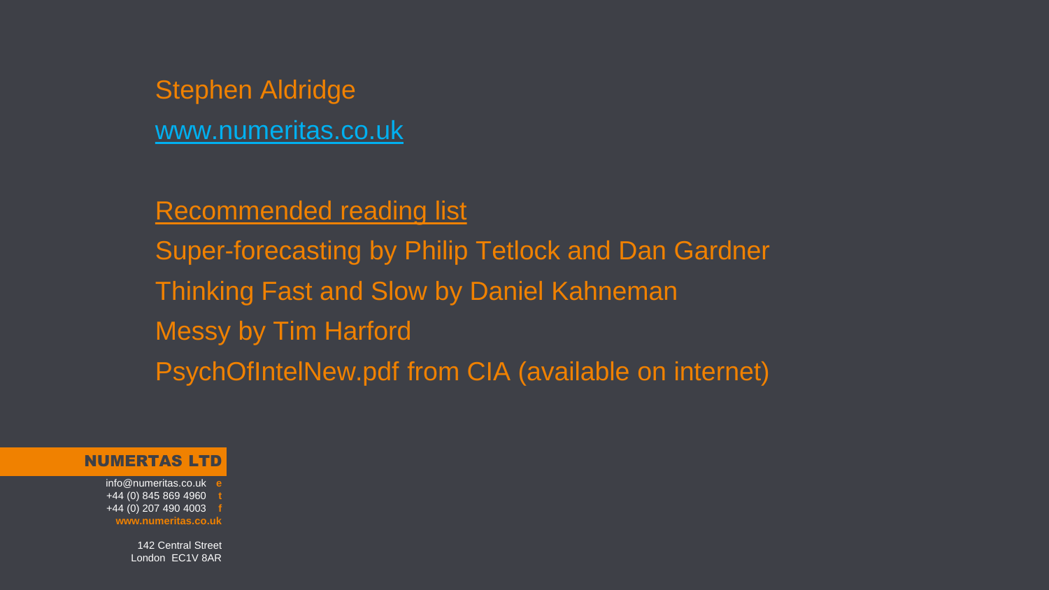Stephen Aldridge

www.numeritas.co.uk

## Recommended reading list

Super-forecasting by Philip Tetlock and Dan Gardner

Thinking Fast and Slow by Daniel Kahneman

Messy by Tim Harford

PsychOfIntelNew.pdf from CIA (available on internet)

**NUMERTAS LTD**

info@numeritas.co.uk e
+44 (0) 845 869 4960 t
+44 (0) 207 490 4003 f
**www.numeritas.co.uk**

142 Central Street
London EC1V 8AR